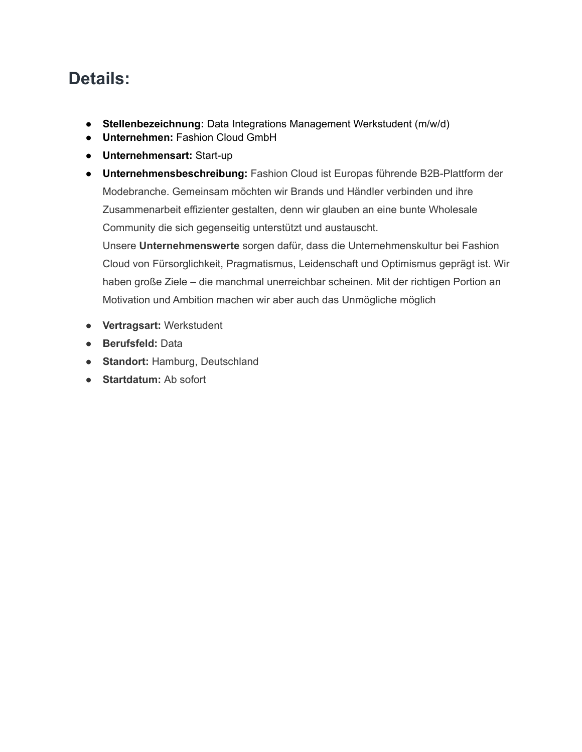# Details:

- **Stellenbezeichnung:** Data Integrations Management Werkstudent (m/w/d)
- **Unternehmen:** Fashion Cloud GmbH
- **Unternehmensart:** Start-up
- **Unternehmensbeschreibung:** Fashion Cloud ist Europas führende B2B-Plattform der Modebranche. Gemeinsam möchten wir Brands und Händler verbinden und ihre Zusammenarbeit effizienter gestalten, denn wir glauben an eine bunte Wholesale Community die sich gegenseitig unterstützt und austauscht.
  Unsere **Unternehmenswerte** sorgen dafür, dass die Unternehmenskultur bei Fashion Cloud von Fürsorglichkeit, Pragmatismus, Leidenschaft und Optimismus geprägt ist. Wir haben große Ziele – die manchmal unerreichbar scheinen. Mit der richtigen Portion an Motivation und Ambition machen wir aber auch das Unmögliche möglich
- **Vertragsart:** Werkstudent
- **Berufsfeld:** Data
- **Standort:** Hamburg, Deutschland
- **Startdatum:** Ab sofort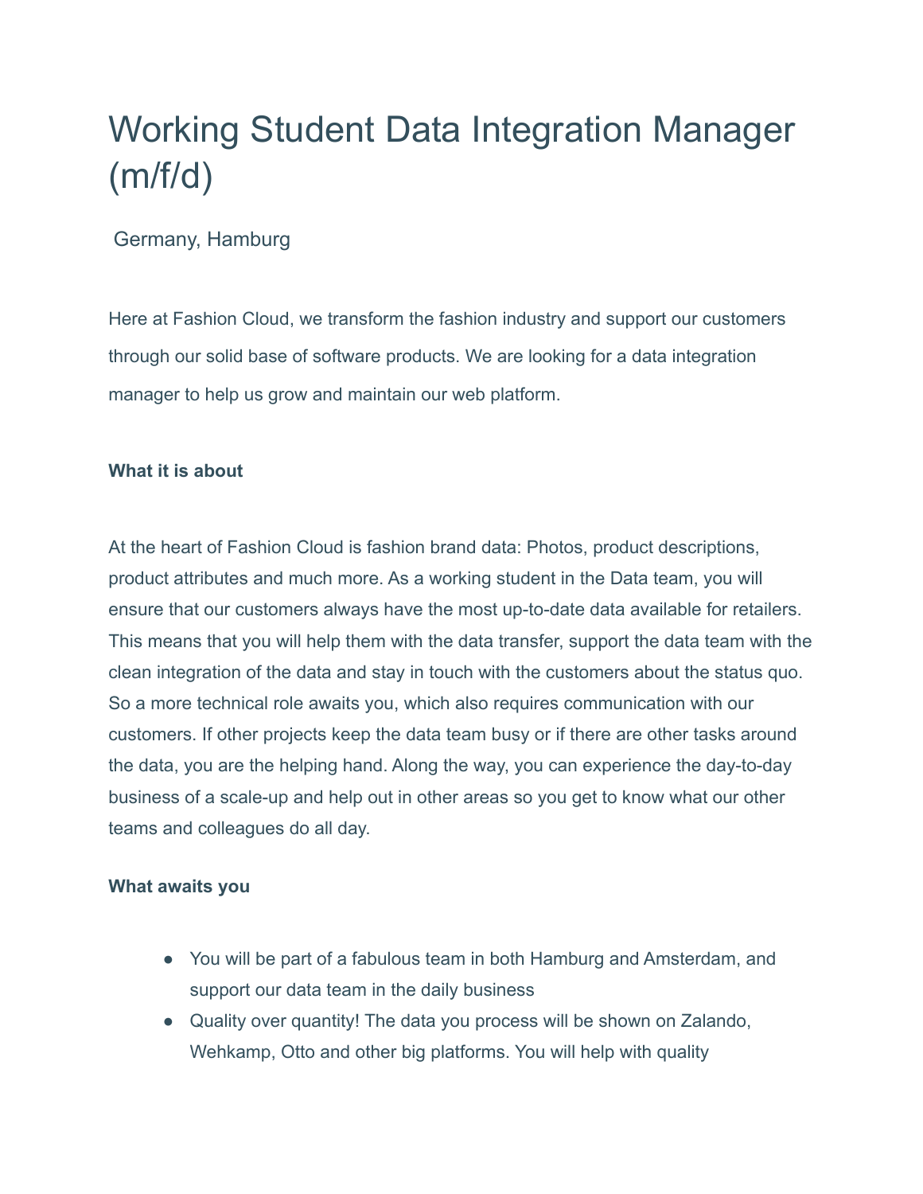# Working Student Data Integration Manager (m/f/d)

Germany, Hamburg

Here at Fashion Cloud, we transform the fashion industry and support our customers through our solid base of software products. We are looking for a data integration manager to help us grow and maintain our web platform.

**What it is about**

At the heart of Fashion Cloud is fashion brand data: Photos, product descriptions, product attributes and much more. As a working student in the Data team, you will ensure that our customers always have the most up-to-date data available for retailers. This means that you will help them with the data transfer, support the data team with the clean integration of the data and stay in touch with the customers about the status quo. So a more technical role awaits you, which also requires communication with our customers. If other projects keep the data team busy or if there are other tasks around the data, you are the helping hand. Along the way, you can experience the day-to-day business of a scale-up and help out in other areas so you get to know what our other teams and colleagues do all day.

**What awaits you**

- You will be part of a fabulous team in both Hamburg and Amsterdam, and support our data team in the daily business
- Quality over quantity! The data you process will be shown on Zalando, Wehkamp, Otto and other big platforms. You will help with quality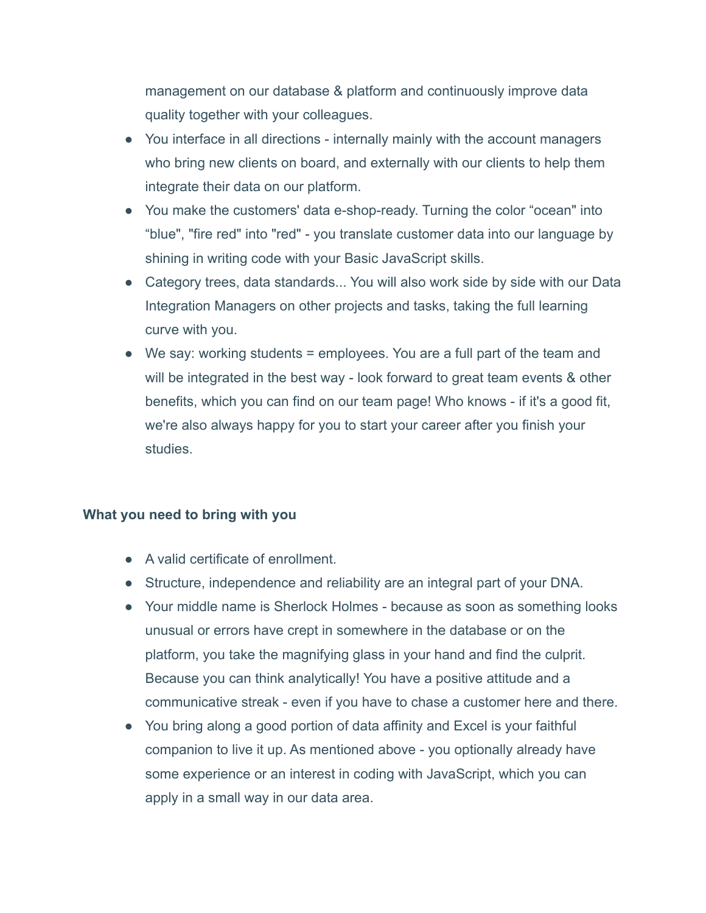management on our database & platform and continuously improve data quality together with your colleagues.

- You interface in all directions - internally mainly with the account managers who bring new clients on board, and externally with our clients to help them integrate their data on our platform.
- You make the customers' data e-shop-ready. Turning the color “ocean" into “blue", "fire red" into "red" - you translate customer data into our language by shining in writing code with your Basic JavaScript skills.
- Category trees, data standards... You will also work side by side with our Data Integration Managers on other projects and tasks, taking the full learning curve with you.
- We say: working students = employees. You are a full part of the team and will be integrated in the best way - look forward to great team events & other benefits, which you can find on our team page! Who knows - if it's a good fit, we're also always happy for you to start your career after you finish your studies.

**What you need to bring with you**

- A valid certificate of enrollment.
- Structure, independence and reliability are an integral part of your DNA.
- Your middle name is Sherlock Holmes - because as soon as something looks unusual or errors have crept in somewhere in the database or on the platform, you take the magnifying glass in your hand and find the culprit. Because you can think analytically! You have a positive attitude and a communicative streak - even if you have to chase a customer here and there.
- You bring along a good portion of data affinity and Excel is your faithful companion to live it up. As mentioned above - you optionally already have some experience or an interest in coding with JavaScript, which you can apply in a small way in our data area.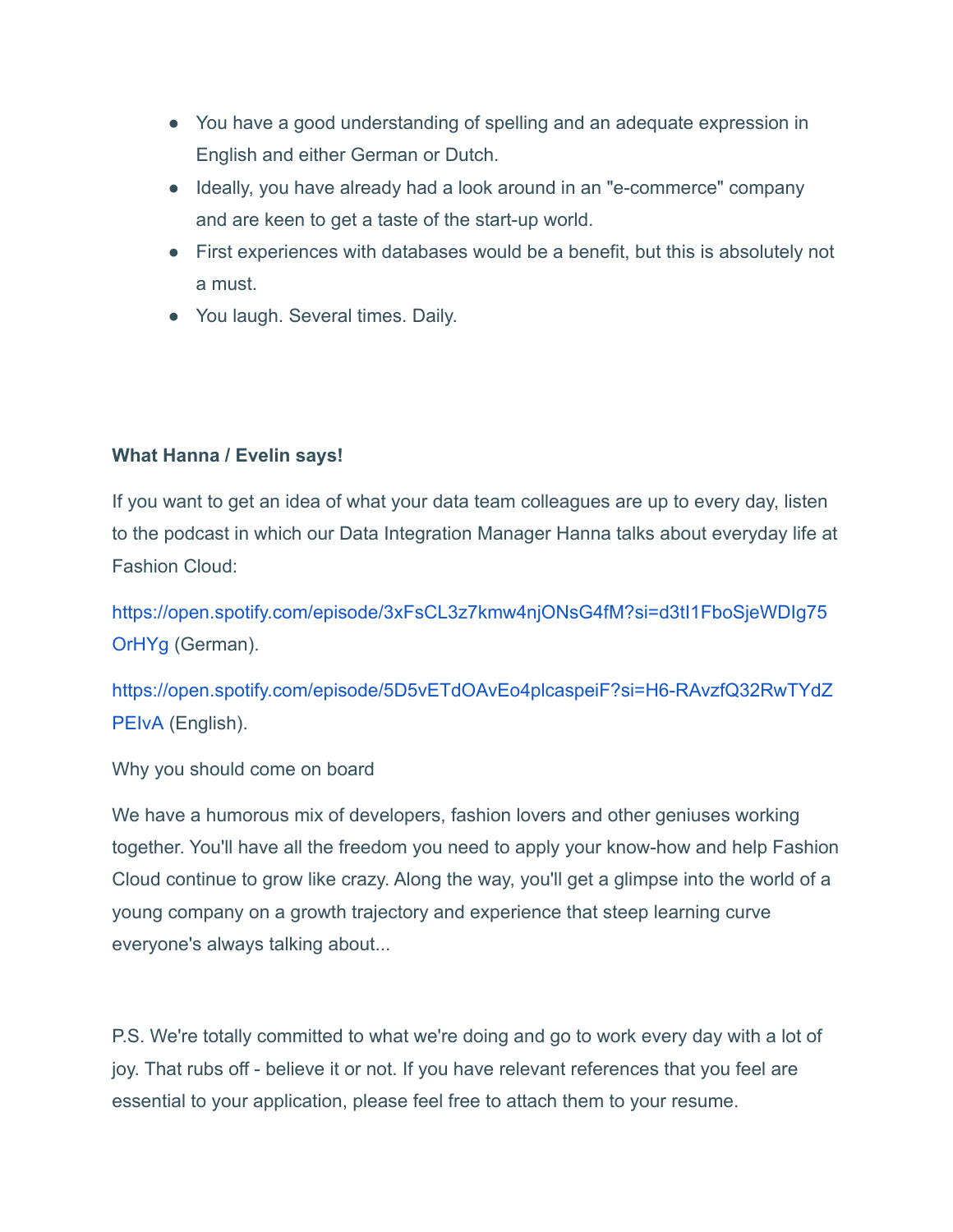- You have a good understanding of spelling and an adequate expression in English and either German or Dutch.
- Ideally, you have already had a look around in an "e-commerce" company and are keen to get a taste of the start-up world.
- First experiences with databases would be a benefit, but this is absolutely not a must.
- You laugh. Several times. Daily.

**What Hanna / Evelin says!**

If you want to get an idea of what your data team colleagues are up to every day, listen to the podcast in which our Data Integration Manager Hanna talks about everyday life at Fashion Cloud:

https://open.spotify.com/episode/3xFsCL3z7kmw4njONsG4fM?si=d3tI1FboSjeWDIg75OrHYg (German).

https://open.spotify.com/episode/5D5vETdOAvEo4plcaspeiF?si=H6-RAvzfQ32RwTYdZPEIvA (English).

Why you should come on board

We have a humorous mix of developers, fashion lovers and other geniuses working together. You'll have all the freedom you need to apply your know-how and help Fashion Cloud continue to grow like crazy. Along the way, you'll get a glimpse into the world of a young company on a growth trajectory and experience that steep learning curve everyone's always talking about...

P.S. We're totally committed to what we're doing and go to work every day with a lot of joy. That rubs off - believe it or not. If you have relevant references that you feel are essential to your application, please feel free to attach them to your resume.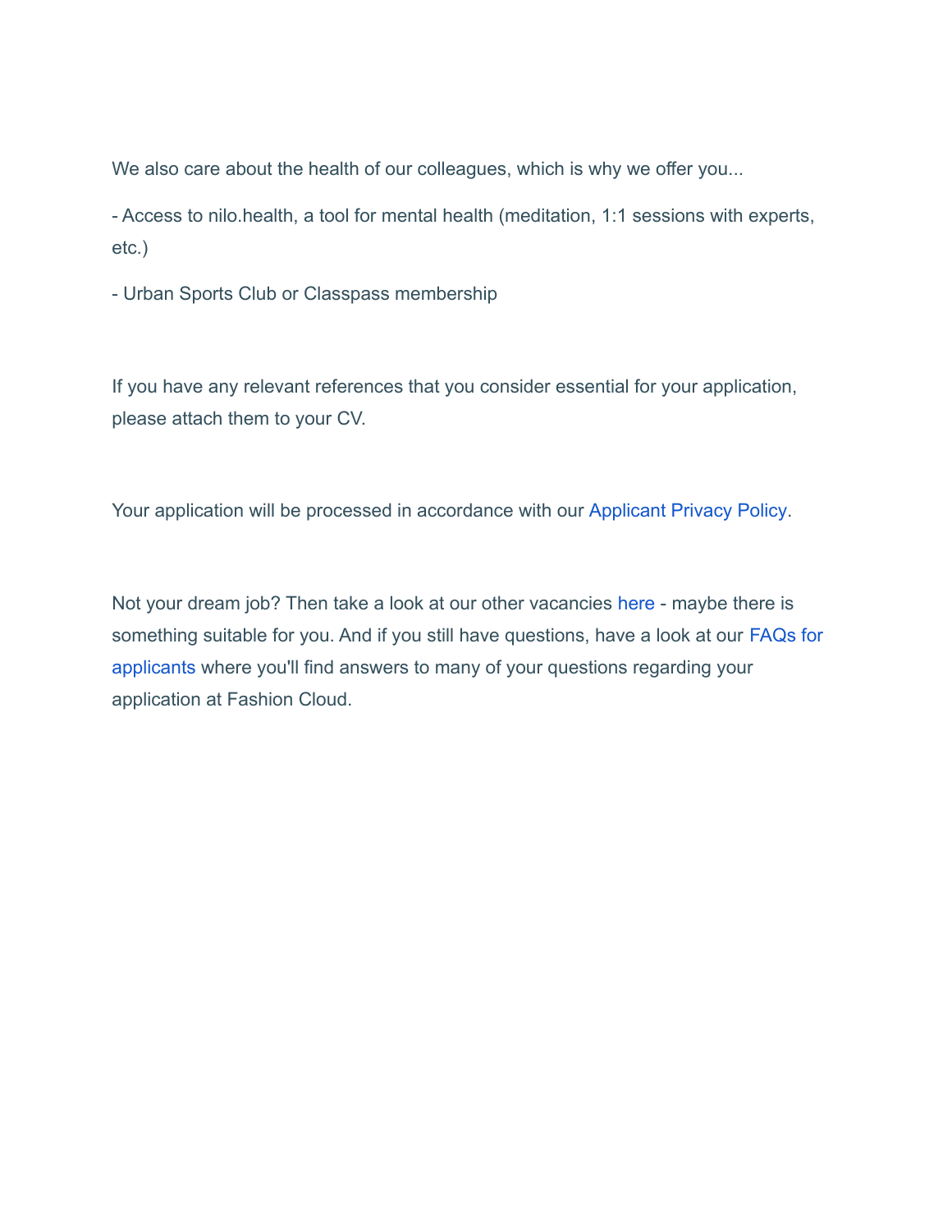We also care about the health of our colleagues, which is why we offer you...

- Access to nilo.health, a tool for mental health (meditation, 1:1 sessions with experts, etc.)

- Urban Sports Club or Classpass membership

If you have any relevant references that you consider essential for your application, please attach them to your CV.

Your application will be processed in accordance with our Applicant Privacy Policy.

Not your dream job? Then take a look at our other vacancies here - maybe there is something suitable for you. And if you still have questions, have a look at our FAQs for applicants where you'll find answers to many of your questions regarding your application at Fashion Cloud.